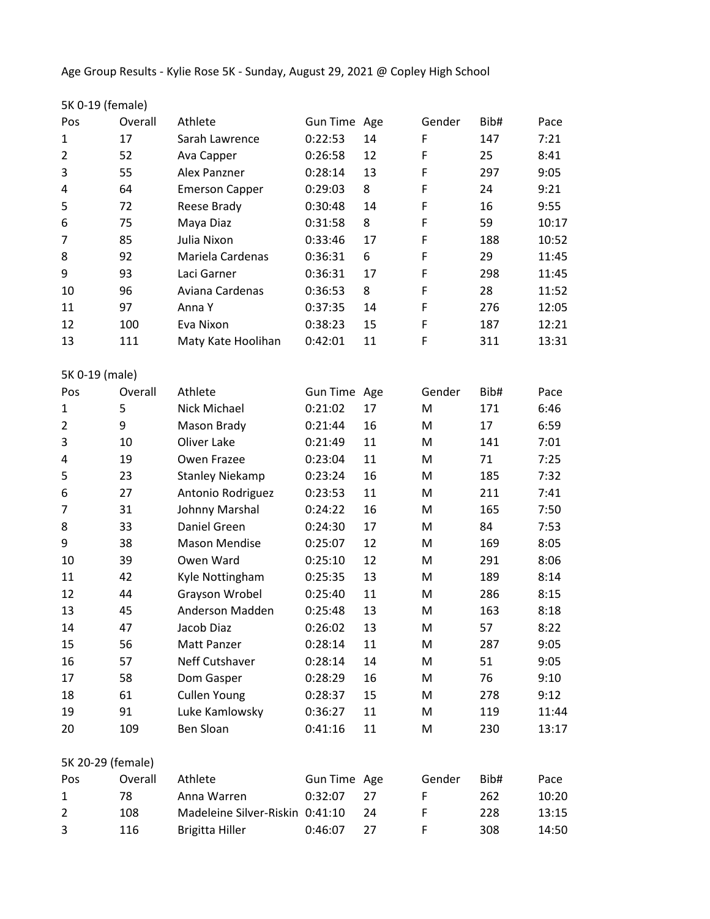Age Group Results - Kylie Rose 5K - Sunday, August 29, 2021 @ Copley High School

5K 0-19 (female)

| Pos | Overall | Athlete | Gun Time | Age | Gender | Bib# | Pace |
|---|---|---|---|---|---|---|---|
| 1 | 17 | Sarah Lawrence | 0:22:53 | 14 | F | 147 | 7:21 |
| 2 | 52 | Ava Capper | 0:26:58 | 12 | F | 25 | 8:41 |
| 3 | 55 | Alex Panzner | 0:28:14 | 13 | F | 297 | 9:05 |
| 4 | 64 | Emerson Capper | 0:29:03 | 8 | F | 24 | 9:21 |
| 5 | 72 | Reese Brady | 0:30:48 | 14 | F | 16 | 9:55 |
| 6 | 75 | Maya Diaz | 0:31:58 | 8 | F | 59 | 10:17 |
| 7 | 85 | Julia Nixon | 0:33:46 | 17 | F | 188 | 10:52 |
| 8 | 92 | Mariela Cardenas | 0:36:31 | 6 | F | 29 | 11:45 |
| 9 | 93 | Laci Garner | 0:36:31 | 17 | F | 298 | 11:45 |
| 10 | 96 | Aviana Cardenas | 0:36:53 | 8 | F | 28 | 11:52 |
| 11 | 97 | Anna Y | 0:37:35 | 14 | F | 276 | 12:05 |
| 12 | 100 | Eva Nixon | 0:38:23 | 15 | F | 187 | 12:21 |
| 13 | 111 | Maty Kate Hoolihan | 0:42:01 | 11 | F | 311 | 13:31 |

5K 0-19 (male)

| Pos | Overall | Athlete | Gun Time | Age | Gender | Bib# | Pace |
|---|---|---|---|---|---|---|---|
| 1 | 5 | Nick Michael | 0:21:02 | 17 | M | 171 | 6:46 |
| 2 | 9 | Mason Brady | 0:21:44 | 16 | M | 17 | 6:59 |
| 3 | 10 | Oliver Lake | 0:21:49 | 11 | M | 141 | 7:01 |
| 4 | 19 | Owen Frazee | 0:23:04 | 11 | M | 71 | 7:25 |
| 5 | 23 | Stanley Niekamp | 0:23:24 | 16 | M | 185 | 7:32 |
| 6 | 27 | Antonio Rodriguez | 0:23:53 | 11 | M | 211 | 7:41 |
| 7 | 31 | Johnny Marshal | 0:24:22 | 16 | M | 165 | 7:50 |
| 8 | 33 | Daniel Green | 0:24:30 | 17 | M | 84 | 7:53 |
| 9 | 38 | Mason Mendise | 0:25:07 | 12 | M | 169 | 8:05 |
| 10 | 39 | Owen Ward | 0:25:10 | 12 | M | 291 | 8:06 |
| 11 | 42 | Kyle Nottingham | 0:25:35 | 13 | M | 189 | 8:14 |
| 12 | 44 | Grayson Wrobel | 0:25:40 | 11 | M | 286 | 8:15 |
| 13 | 45 | Anderson Madden | 0:25:48 | 13 | M | 163 | 8:18 |
| 14 | 47 | Jacob Diaz | 0:26:02 | 13 | M | 57 | 8:22 |
| 15 | 56 | Matt Panzer | 0:28:14 | 11 | M | 287 | 9:05 |
| 16 | 57 | Neff Cutshaver | 0:28:14 | 14 | M | 51 | 9:05 |
| 17 | 58 | Dom Gasper | 0:28:29 | 16 | M | 76 | 9:10 |
| 18 | 61 | Cullen Young | 0:28:37 | 15 | M | 278 | 9:12 |
| 19 | 91 | Luke Kamlowsky | 0:36:27 | 11 | M | 119 | 11:44 |
| 20 | 109 | Ben Sloan | 0:41:16 | 11 | M | 230 | 13:17 |

5K 20-29 (female)

| Pos | Overall | Athlete | Gun Time | Age | Gender | Bib# | Pace |
|---|---|---|---|---|---|---|---|
| 1 | 78 | Anna Warren | 0:32:07 | 27 | F | 262 | 10:20 |
| 2 | 108 | Madeleine Silver-Riskin | 0:41:10 | 24 | F | 228 | 13:15 |
| 3 | 116 | Brigitta Hiller | 0:46:07 | 27 | F | 308 | 14:50 |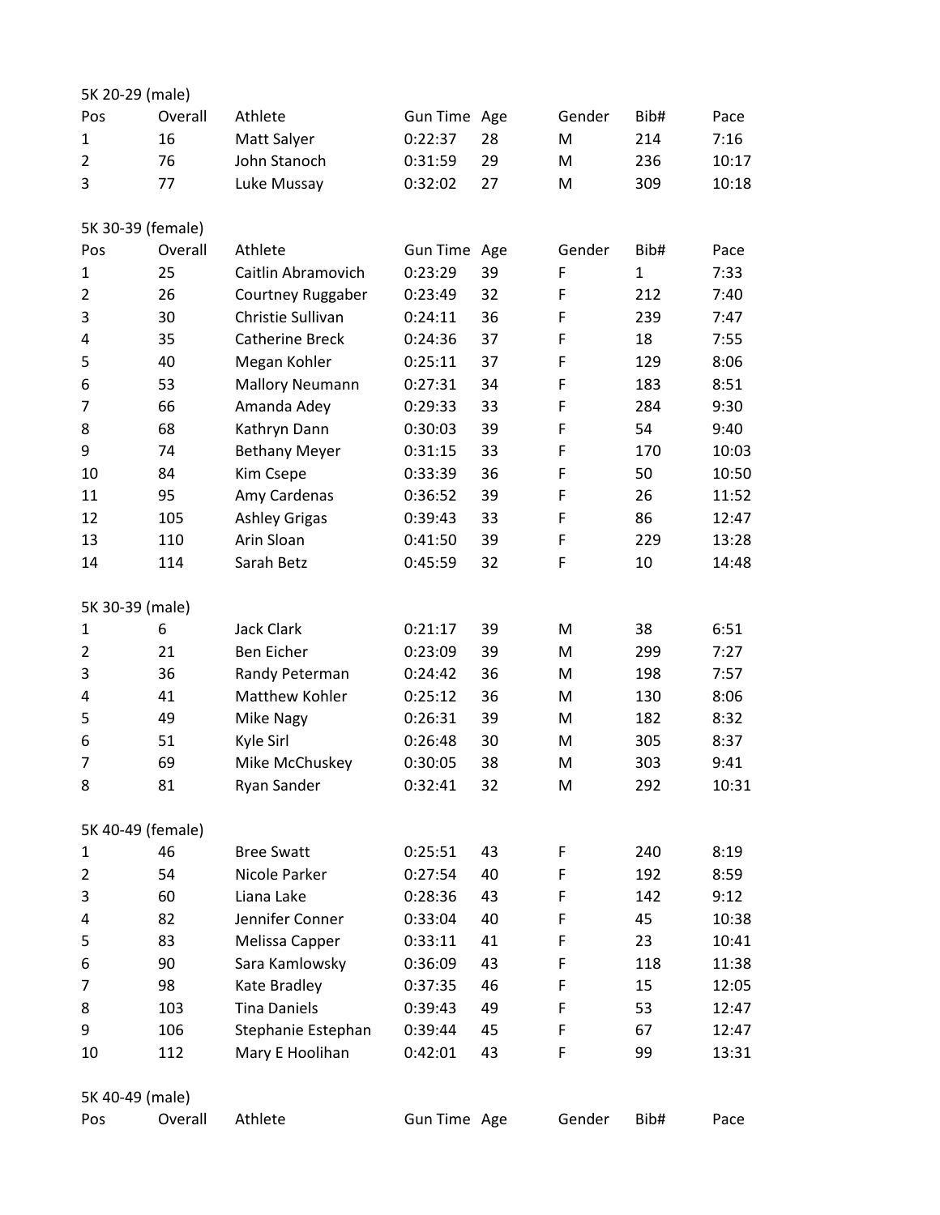5K 20-29 (male)

| Pos | Overall | Athlete | Gun Time | Age | Gender | Bib# | Pace |
|---|---|---|---|---|---|---|---|
| 1 | 16 | Matt Salyer | 0:22:37 | 28 | M | 214 | 7:16 |
| 2 | 76 | John Stanoch | 0:31:59 | 29 | M | 236 | 10:17 |
| 3 | 77 | Luke Mussay | 0:32:02 | 27 | M | 309 | 10:18 |

5K 30-39 (female)

| Pos | Overall | Athlete | Gun Time | Age | Gender | Bib# | Pace |
|---|---|---|---|---|---|---|---|
| 1 | 25 | Caitlin Abramovich | 0:23:29 | 39 | F | 1 | 7:33 |
| 2 | 26 | Courtney Ruggaber | 0:23:49 | 32 | F | 212 | 7:40 |
| 3 | 30 | Christie Sullivan | 0:24:11 | 36 | F | 239 | 7:47 |
| 4 | 35 | Catherine Breck | 0:24:36 | 37 | F | 18 | 7:55 |
| 5 | 40 | Megan Kohler | 0:25:11 | 37 | F | 129 | 8:06 |
| 6 | 53 | Mallory Neumann | 0:27:31 | 34 | F | 183 | 8:51 |
| 7 | 66 | Amanda Adey | 0:29:33 | 33 | F | 284 | 9:30 |
| 8 | 68 | Kathryn Dann | 0:30:03 | 39 | F | 54 | 9:40 |
| 9 | 74 | Bethany Meyer | 0:31:15 | 33 | F | 170 | 10:03 |
| 10 | 84 | Kim Csepe | 0:33:39 | 36 | F | 50 | 10:50 |
| 11 | 95 | Amy Cardenas | 0:36:52 | 39 | F | 26 | 11:52 |
| 12 | 105 | Ashley Grigas | 0:39:43 | 33 | F | 86 | 12:47 |
| 13 | 110 | Arin Sloan | 0:41:50 | 39 | F | 229 | 13:28 |
| 14 | 114 | Sarah Betz | 0:45:59 | 32 | F | 10 | 14:48 |

5K 30-39 (male)

| Pos | Overall | Athlete | Gun Time | Age | Gender | Bib# | Pace |
|---|---|---|---|---|---|---|---|
| 1 | 6 | Jack Clark | 0:21:17 | 39 | M | 38 | 6:51 |
| 2 | 21 | Ben Eicher | 0:23:09 | 39 | M | 299 | 7:27 |
| 3 | 36 | Randy Peterman | 0:24:42 | 36 | M | 198 | 7:57 |
| 4 | 41 | Matthew Kohler | 0:25:12 | 36 | M | 130 | 8:06 |
| 5 | 49 | Mike Nagy | 0:26:31 | 39 | M | 182 | 8:32 |
| 6 | 51 | Kyle Sirl | 0:26:48 | 30 | M | 305 | 8:37 |
| 7 | 69 | Mike McChuskey | 0:30:05 | 38 | M | 303 | 9:41 |
| 8 | 81 | Ryan Sander | 0:32:41 | 32 | M | 292 | 10:31 |

5K 40-49 (female)

| Pos | Overall | Athlete | Gun Time | Age | Gender | Bib# | Pace |
|---|---|---|---|---|---|---|---|
| 1 | 46 | Bree Swatt | 0:25:51 | 43 | F | 240 | 8:19 |
| 2 | 54 | Nicole Parker | 0:27:54 | 40 | F | 192 | 8:59 |
| 3 | 60 | Liana Lake | 0:28:36 | 43 | F | 142 | 9:12 |
| 4 | 82 | Jennifer Conner | 0:33:04 | 40 | F | 45 | 10:38 |
| 5 | 83 | Melissa Capper | 0:33:11 | 41 | F | 23 | 10:41 |
| 6 | 90 | Sara Kamlowsky | 0:36:09 | 43 | F | 118 | 11:38 |
| 7 | 98 | Kate Bradley | 0:37:35 | 46 | F | 15 | 12:05 |
| 8 | 103 | Tina Daniels | 0:39:43 | 49 | F | 53 | 12:47 |
| 9 | 106 | Stephanie Estephan | 0:39:44 | 45 | F | 67 | 12:47 |
| 10 | 112 | Mary E Hoolihan | 0:42:01 | 43 | F | 99 | 13:31 |

5K 40-49 (male)

| Pos | Overall | Athlete | Gun Time | Age | Gender | Bib# | Pace |
|---|---|---|---|---|---|---|---|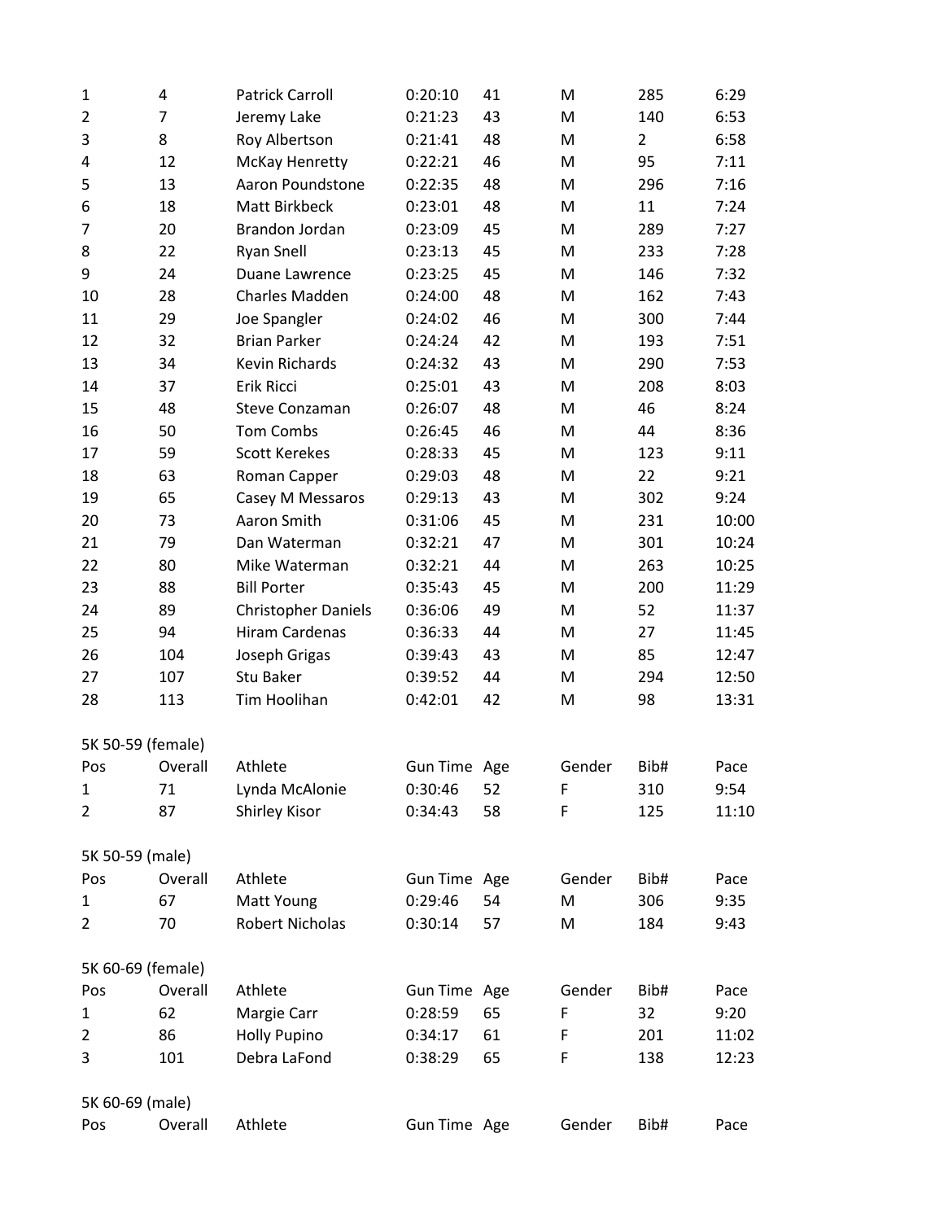| | | | | | | | |
|---|---|---|---|---|---|---|---|
| 1 | 4 | Patrick Carroll | 0:20:10 | 41 | M | 285 | 6:29 |
| 2 | 7 | Jeremy Lake | 0:21:23 | 43 | M | 140 | 6:53 |
| 3 | 8 | Roy Albertson | 0:21:41 | 48 | M | 2 | 6:58 |
| 4 | 12 | McKay Henretty | 0:22:21 | 46 | M | 95 | 7:11 |
| 5 | 13 | Aaron Poundstone | 0:22:35 | 48 | M | 296 | 7:16 |
| 6 | 18 | Matt Birkbeck | 0:23:01 | 48 | M | 11 | 7:24 |
| 7 | 20 | Brandon Jordan | 0:23:09 | 45 | M | 289 | 7:27 |
| 8 | 22 | Ryan Snell | 0:23:13 | 45 | M | 233 | 7:28 |
| 9 | 24 | Duane Lawrence | 0:23:25 | 45 | M | 146 | 7:32 |
| 10 | 28 | Charles Madden | 0:24:00 | 48 | M | 162 | 7:43 |
| 11 | 29 | Joe Spangler | 0:24:02 | 46 | M | 300 | 7:44 |
| 12 | 32 | Brian Parker | 0:24:24 | 42 | M | 193 | 7:51 |
| 13 | 34 | Kevin Richards | 0:24:32 | 43 | M | 290 | 7:53 |
| 14 | 37 | Erik Ricci | 0:25:01 | 43 | M | 208 | 8:03 |
| 15 | 48 | Steve Conzaman | 0:26:07 | 48 | M | 46 | 8:24 |
| 16 | 50 | Tom Combs | 0:26:45 | 46 | M | 44 | 8:36 |
| 17 | 59 | Scott Kerekes | 0:28:33 | 45 | M | 123 | 9:11 |
| 18 | 63 | Roman Capper | 0:29:03 | 48 | M | 22 | 9:21 |
| 19 | 65 | Casey M Messaros | 0:29:13 | 43 | M | 302 | 9:24 |
| 20 | 73 | Aaron Smith | 0:31:06 | 45 | M | 231 | 10:00 |
| 21 | 79 | Dan Waterman | 0:32:21 | 47 | M | 301 | 10:24 |
| 22 | 80 | Mike Waterman | 0:32:21 | 44 | M | 263 | 10:25 |
| 23 | 88 | Bill Porter | 0:35:43 | 45 | M | 200 | 11:29 |
| 24 | 89 | Christopher Daniels | 0:36:06 | 49 | M | 52 | 11:37 |
| 25 | 94 | Hiram Cardenas | 0:36:33 | 44 | M | 27 | 11:45 |
| 26 | 104 | Joseph Grigas | 0:39:43 | 43 | M | 85 | 12:47 |
| 27 | 107 | Stu Baker | 0:39:52 | 44 | M | 294 | 12:50 |
| 28 | 113 | Tim Hoolihan | 0:42:01 | 42 | M | 98 | 13:31 |

5K 50-59 (female)

| Pos | Overall | Athlete | Gun Time | Age | Gender | Bib# | Pace |
|---|---|---|---|---|---|---|---|
| 1 | 71 | Lynda McAlonie | 0:30:46 | 52 | F | 310 | 9:54 |
| 2 | 87 | Shirley Kisor | 0:34:43 | 58 | F | 125 | 11:10 |

5K 50-59 (male)

| Pos | Overall | Athlete | Gun Time | Age | Gender | Bib# | Pace |
|---|---|---|---|---|---|---|---|
| 1 | 67 | Matt Young | 0:29:46 | 54 | M | 306 | 9:35 |
| 2 | 70 | Robert Nicholas | 0:30:14 | 57 | M | 184 | 9:43 |

5K 60-69 (female)

| Pos | Overall | Athlete | Gun Time | Age | Gender | Bib# | Pace |
|---|---|---|---|---|---|---|---|
| 1 | 62 | Margie Carr | 0:28:59 | 65 | F | 32 | 9:20 |
| 2 | 86 | Holly Pupino | 0:34:17 | 61 | F | 201 | 11:02 |
| 3 | 101 | Debra LaFond | 0:38:29 | 65 | F | 138 | 12:23 |

5K 60-69 (male)

| Pos | Overall | Athlete | Gun Time | Age | Gender | Bib# | Pace |
|---|---|---|---|---|---|---|---|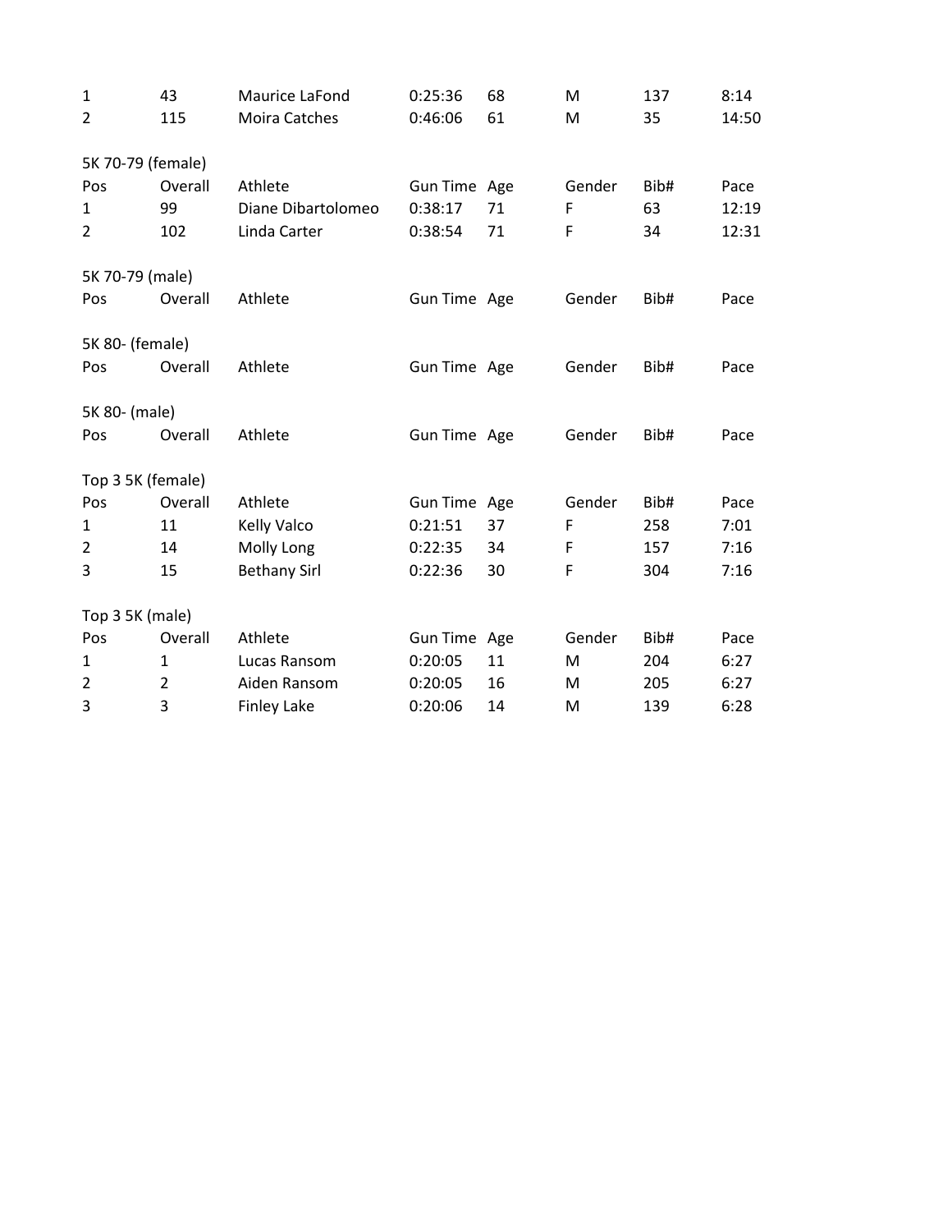| | | | | | | | |
|---|---|---|---|---|---|---|---|
| 1 | 43 | Maurice LaFond | 0:25:36 | 68 | M | 137 | 8:14 |
| 2 | 115 | Moira Catches | 0:46:06 | 61 | M | 35 | 14:50 |

5K 70-79 (female)

| Pos | Overall | Athlete | Gun Time | Age | Gender | Bib# | Pace |
|---|---|---|---|---|---|---|---|
| 1 | 99 | Diane Dibartolomeo | 0:38:17 | 71 | F | 63 | 12:19 |
| 2 | 102 | Linda Carter | 0:38:54 | 71 | F | 34 | 12:31 |

5K 70-79 (male)

| Pos | Overall | Athlete | Gun Time | Age | Gender | Bib# | Pace |
|---|---|---|---|---|---|---|---|

5K 80- (female)

| Pos | Overall | Athlete | Gun Time | Age | Gender | Bib# | Pace |
|---|---|---|---|---|---|---|---|

5K 80- (male)

| Pos | Overall | Athlete | Gun Time | Age | Gender | Bib# | Pace |
|---|---|---|---|---|---|---|---|

Top 3 5K (female)

| Pos | Overall | Athlete | Gun Time | Age | Gender | Bib# | Pace |
|---|---|---|---|---|---|---|---|
| 1 | 11 | Kelly Valco | 0:21:51 | 37 | F | 258 | 7:01 |
| 2 | 14 | Molly Long | 0:22:35 | 34 | F | 157 | 7:16 |
| 3 | 15 | Bethany Sirl | 0:22:36 | 30 | F | 304 | 7:16 |

Top 3 5K (male)

| Pos | Overall | Athlete | Gun Time | Age | Gender | Bib# | Pace |
|---|---|---|---|---|---|---|---|
| 1 | 1 | Lucas Ransom | 0:20:05 | 11 | M | 204 | 6:27 |
| 2 | 2 | Aiden Ransom | 0:20:05 | 16 | M | 205 | 6:27 |
| 3 | 3 | Finley Lake | 0:20:06 | 14 | M | 139 | 6:28 |